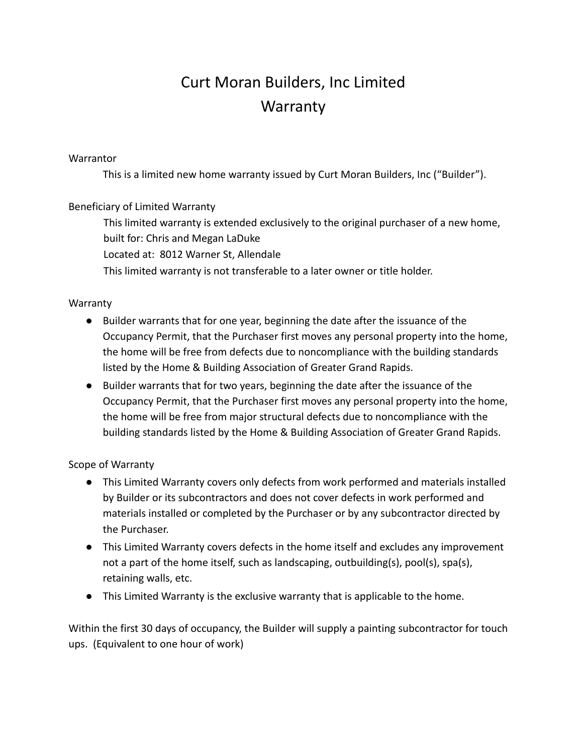# Curt Moran Builders, Inc Limited Warranty

## Warrantor

This is a limited new home warranty issued by Curt Moran Builders, Inc ("Builder").

## Beneficiary of Limited Warranty

This limited warranty is extended exclusively to the original purchaser of a new home, built for: Chris and Megan LaDuke
Located at: 8012 Warner St, Allendale
This limited warranty is not transferable to a later owner or title holder.

## Warranty

- Builder warrants that for one year, beginning the date after the issuance of the Occupancy Permit, that the Purchaser first moves any personal property into the home, the home will be free from defects due to noncompliance with the building standards listed by the Home & Building Association of Greater Grand Rapids.
- Builder warrants that for two years, beginning the date after the issuance of the Occupancy Permit, that the Purchaser first moves any personal property into the home, the home will be free from major structural defects due to noncompliance with the building standards listed by the Home & Building Association of Greater Grand Rapids.

## Scope of Warranty

- This Limited Warranty covers only defects from work performed and materials installed by Builder or its subcontractors and does not cover defects in work performed and materials installed or completed by the Purchaser or by any subcontractor directed by the Purchaser.
- This Limited Warranty covers defects in the home itself and excludes any improvement not a part of the home itself, such as landscaping, outbuilding(s), pool(s), spa(s), retaining walls, etc.
- This Limited Warranty is the exclusive warranty that is applicable to the home.

Within the first 30 days of occupancy, the Builder will supply a painting subcontractor for touch ups. (Equivalent to one hour of work)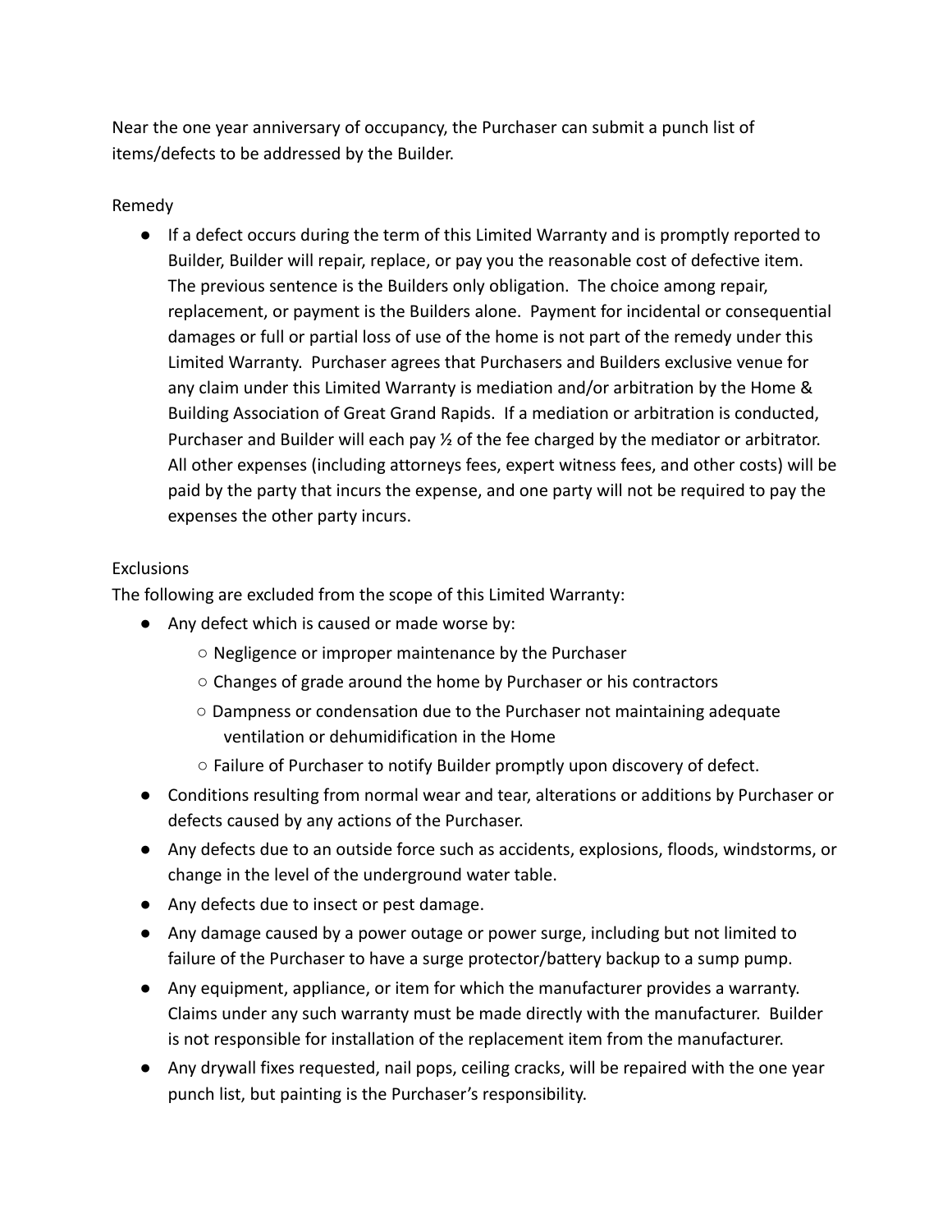Near the one year anniversary of occupancy, the Purchaser can submit a punch list of items/defects to be addressed by the Builder.

Remedy

- If a defect occurs during the term of this Limited Warranty and is promptly reported to Builder, Builder will repair, replace, or pay you the reasonable cost of defective item. The previous sentence is the Builders only obligation. The choice among repair, replacement, or payment is the Builders alone. Payment for incidental or consequential damages or full or partial loss of use of the home is not part of the remedy under this Limited Warranty. Purchaser agrees that Purchasers and Builders exclusive venue for any claim under this Limited Warranty is mediation and/or arbitration by the Home & Building Association of Great Grand Rapids. If a mediation or arbitration is conducted, Purchaser and Builder will each pay ½ of the fee charged by the mediator or arbitrator. All other expenses (including attorneys fees, expert witness fees, and other costs) will be paid by the party that incurs the expense, and one party will not be required to pay the expenses the other party incurs.

Exclusions

The following are excluded from the scope of this Limited Warranty:

- Any defect which is caused or made worse by:
  - Negligence or improper maintenance by the Purchaser
  - Changes of grade around the home by Purchaser or his contractors
  - Dampness or condensation due to the Purchaser not maintaining adequate ventilation or dehumidification in the Home
  - Failure of Purchaser to notify Builder promptly upon discovery of defect.
- Conditions resulting from normal wear and tear, alterations or additions by Purchaser or defects caused by any actions of the Purchaser.
- Any defects due to an outside force such as accidents, explosions, floods, windstorms, or change in the level of the underground water table.
- Any defects due to insect or pest damage.
- Any damage caused by a power outage or power surge, including but not limited to failure of the Purchaser to have a surge protector/battery backup to a sump pump.
- Any equipment, appliance, or item for which the manufacturer provides a warranty. Claims under any such warranty must be made directly with the manufacturer. Builder is not responsible for installation of the replacement item from the manufacturer.
- Any drywall fixes requested, nail pops, ceiling cracks, will be repaired with the one year punch list, but painting is the Purchaser's responsibility.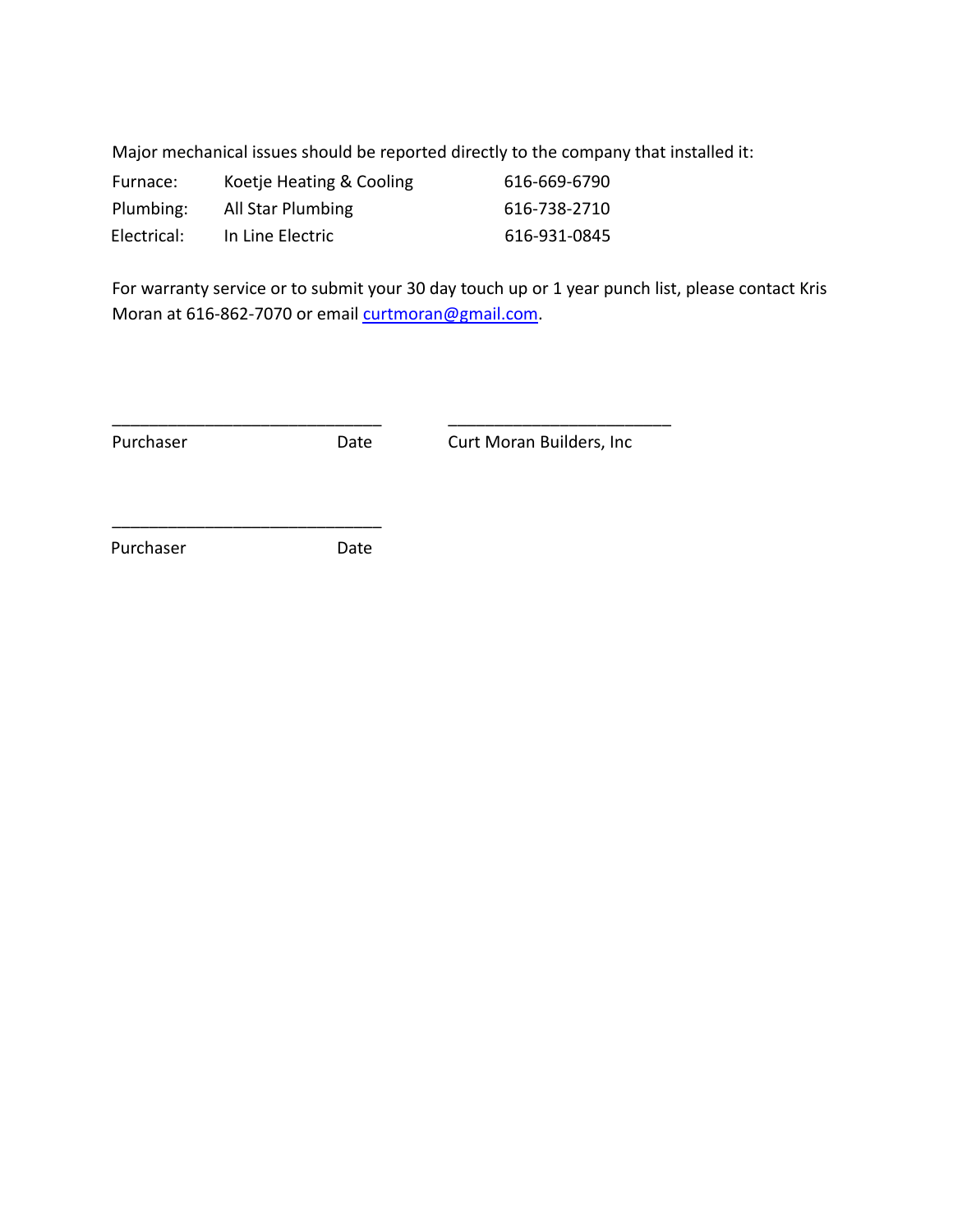Major mechanical issues should be reported directly to the company that installed it:

| | | |
|---|---|---|
| Furnace: | Koetje Heating & Cooling | 616-669-6790 |
| Plumbing: | All Star Plumbing | 616-738-2710 |
| Electrical: | In Line Electric | 616-931-0845 |

For warranty service or to submit your 30 day touch up or 1 year punch list, please contact Kris Moran at 616-862-7070 or email curtmoran@gmail.com.

______________________________ ________________________

Purchaser Date Curt Moran Builders, Inc

______________________________

Purchaser Date